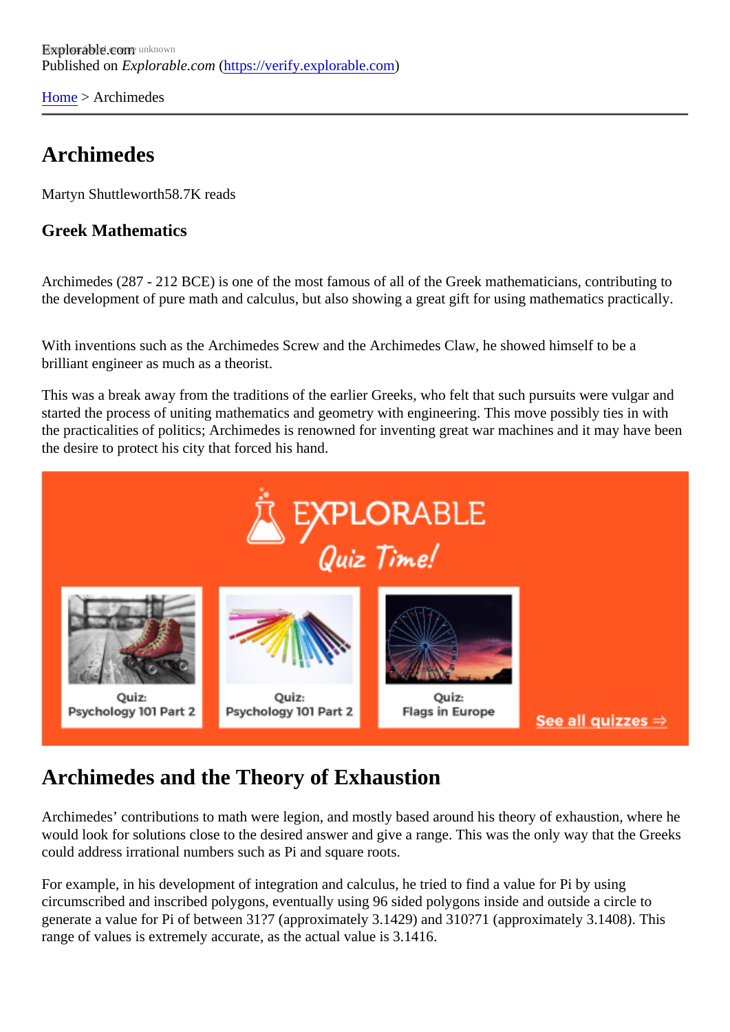Explorable.com
Published on *Explorable.com* (https://verify.explorable.com)

Home > Archimedes

# Archimedes

Martyn Shuttleworth58.7K reads

### Greek Mathematics

Archimedes (287 - 212 BCE) is one of the most famous of all of the Greek mathematicians, contributing to the development of pure math and calculus, but also showing a great gift for using mathematics practically.

With inventions such as the Archimedes Screw and the Archimedes Claw, he showed himself to be a brilliant engineer as much as a theorist.

This was a break away from the traditions of the earlier Greeks, who felt that such pursuits were vulgar and started the process of uniting mathematics and geometry with engineering. This move possibly ties in with the practicalities of politics; Archimedes is renowned for inventing great war machines and it may have been the desire to protect his city that forced his hand.

## Archimedes and the Theory of Exhaustion

Archimedes' contributions to math were legion, and mostly based around his theory of exhaustion, where he would look for solutions close to the desired answer and give a range. This was the only way that the Greeks could address irrational numbers such as Pi and square roots.

For example, in his development of integration and calculus, he tried to find a value for Pi by using circumscribed and inscribed polygons, eventually using 96 sided polygons inside and outside a circle to generate a value for Pi of between 31?7 (approximately 3.1429) and 310?71 (approximately 3.1408). This range of values is extremely accurate, as the actual value is 3.1416.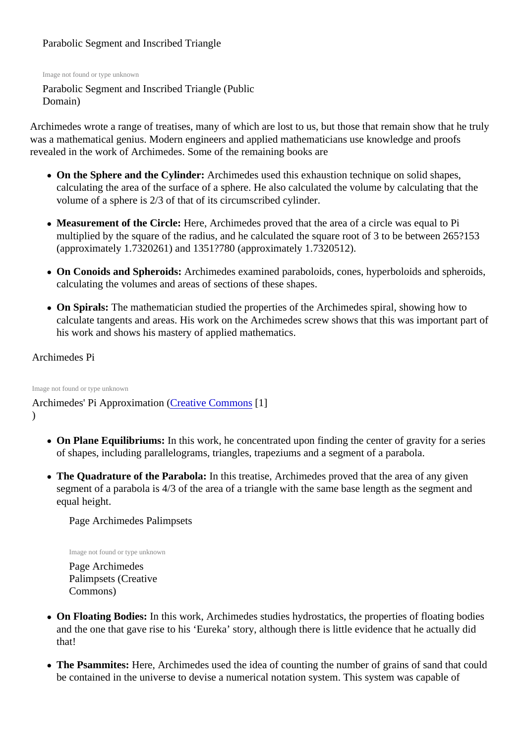Parabolic Segment and Inscribed Triangle

Image not found or type unknown

Parabolic Segment and Inscribed Triangle (Public Domain)

Archimedes wrote a range of treatises, many of which are lost to us, but those that remain show that he truly was a mathematical genius. Modern engineers and applied mathematicians use knowledge and proofs revealed in the work of Archimedes. Some of the remaining books are

- **On the Sphere and the Cylinder:** Archimedes used this exhaustion technique on solid shapes, calculating the area of the surface of a sphere. He also calculated the volume by calculating that the volume of a sphere is 2/3 of that of its circumscribed cylinder.
- **Measurement of the Circle:** Here, Archimedes proved that the area of a circle was equal to Pi multiplied by the square of the radius, and he calculated the square root of 3 to be between 265?153 (approximately 1.7320261) and 1351?780 (approximately 1.7320512).
- **On Conoids and Spheroids:** Archimedes examined paraboloids, cones, hyperboloids and spheroids, calculating the volumes and areas of sections of these shapes.
- **On Spirals:** The mathematician studied the properties of the Archimedes spiral, showing how to calculate tangents and areas. His work on the Archimedes screw shows that this was important part of his work and shows his mastery of applied mathematics.

Archimedes Pi

Image not found or type unknown

Archimedes' Pi Approximation (Creative Commons [1])

- **On Plane Equilibriums:** In this work, he concentrated upon finding the center of gravity for a series of shapes, including parallelograms, triangles, trapeziums and a segment of a parabola.
- **The Quadrature of the Parabola:** In this treatise, Archimedes proved that the area of any given segment of a parabola is 4/3 of the area of a triangle with the same base length as the segment and equal height.

  Page Archimedes Palimpsets

  Image not found or type unknown

  Page Archimedes Palimpsets (Creative Commons)

- **On Floating Bodies:** In this work, Archimedes studies hydrostatics, the properties of floating bodies and the one that gave rise to his 'Eureka' story, although there is little evidence that he actually did that!
- **The Psammites:** Here, Archimedes used the idea of counting the number of grains of sand that could be contained in the universe to devise a numerical notation system. This system was capable of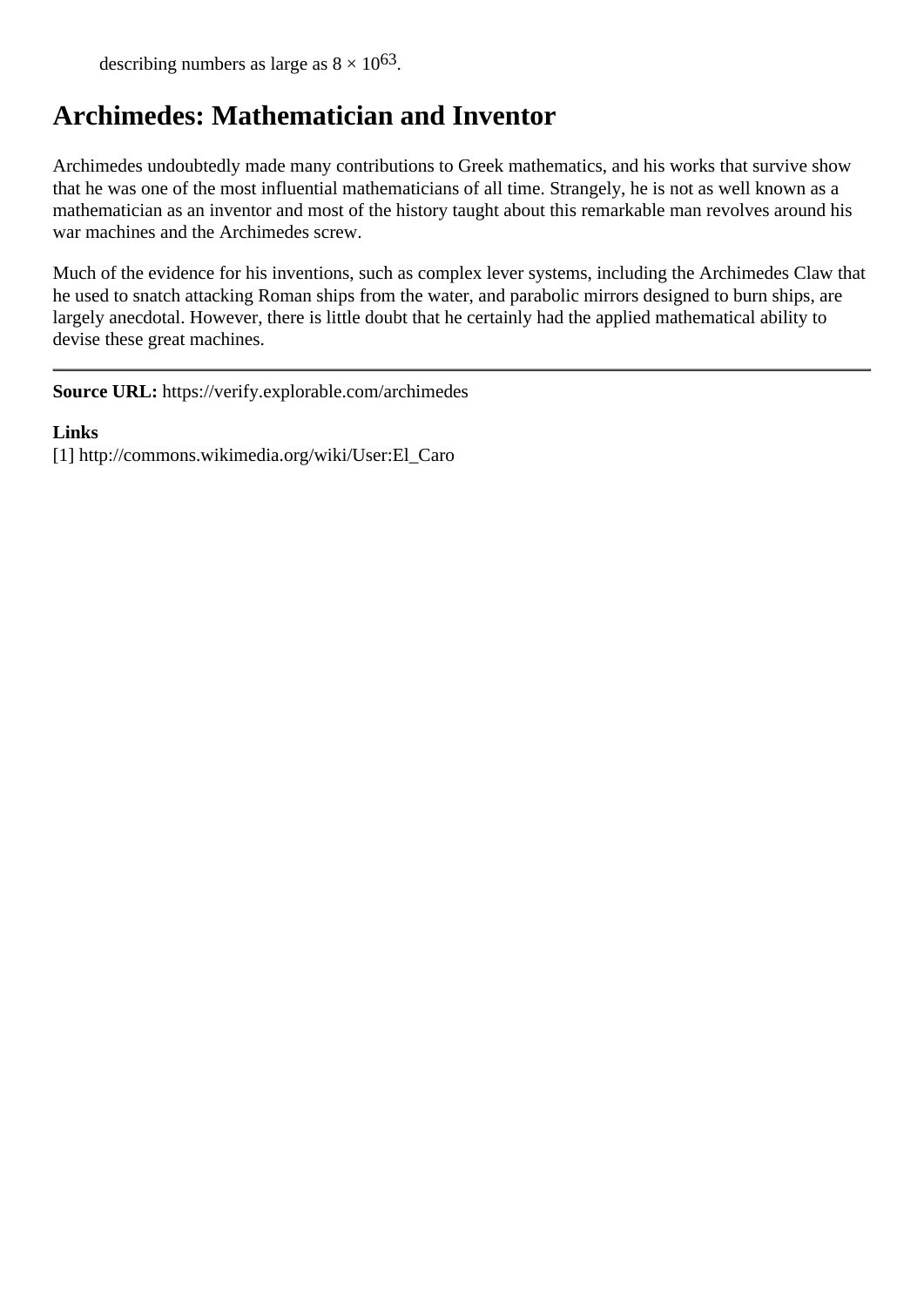describing numbers as large as $8 \times 10^{63}$.

## Archimedes: Mathematician and Inventor

Archimedes undoubtedly made many contributions to Greek mathematics, and his works that survive show that he was one of the most influential mathematicians of all time. Strangely, he is not as well known as a mathematician as an inventor and most of the history taught about this remarkable man revolves around his war machines and the Archimedes screw.

Much of the evidence for his inventions, such as complex lever systems, including the Archimedes Claw that he used to snatch attacking Roman ships from the water, and parabolic mirrors designed to burn ships, are largely anecdotal. However, there is little doubt that he certainly had the applied mathematical ability to devise these great machines.

---

**Source URL:** https://verify.explorable.com/archimedes

**Links**
[1] http://commons.wikimedia.org/wiki/User:El_Caro